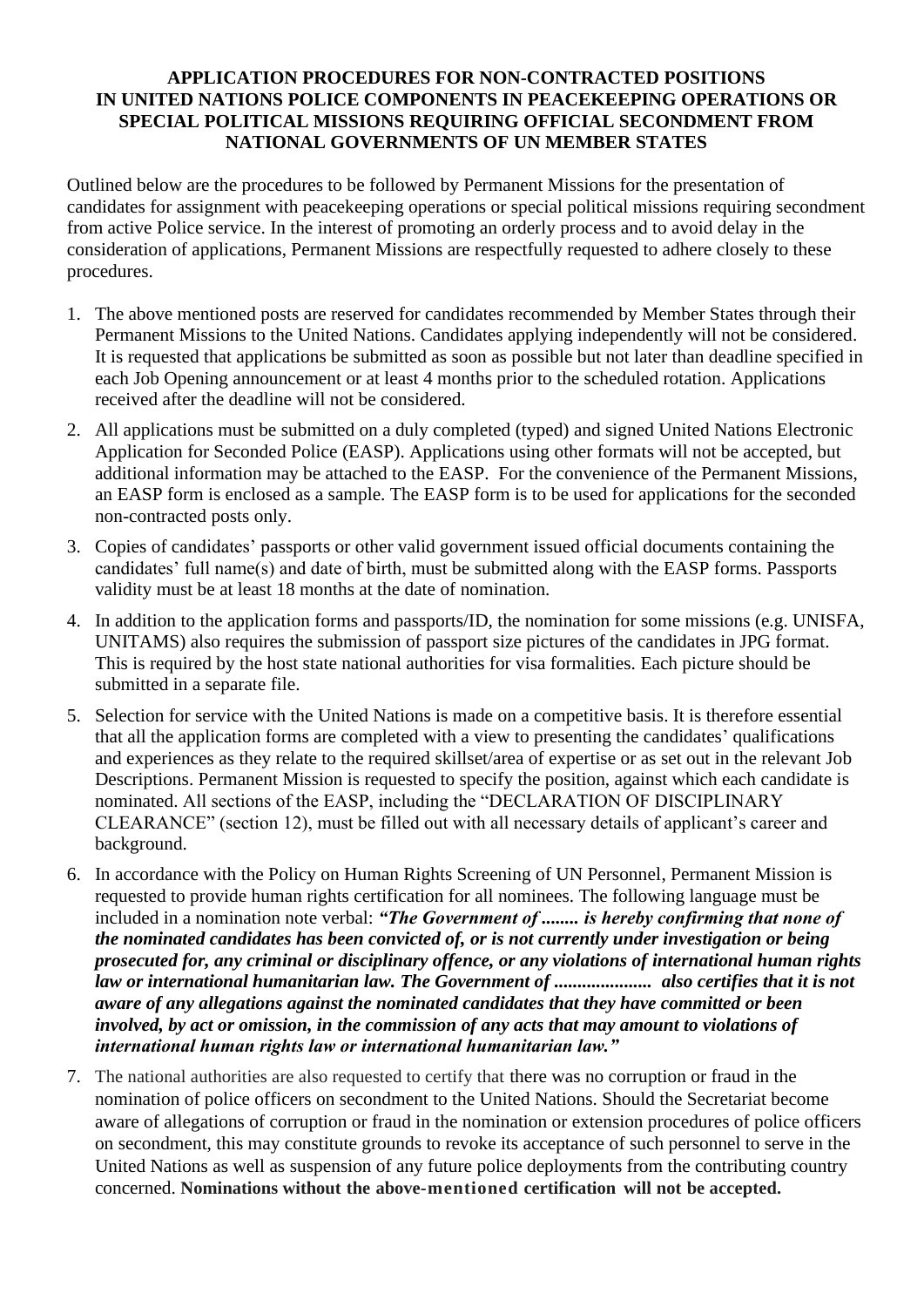# APPLICATION PROCEDURES FOR NON-CONTRACTED POSITIONS IN UNITED NATIONS POLICE COMPONENTS IN PEACEKEEPING OPERATIONS OR SPECIAL POLITICAL MISSIONS REQUIRING OFFICIAL SECONDMENT FROM NATIONAL GOVERNMENTS OF UN MEMBER STATES

Outlined below are the procedures to be followed by Permanent Missions for the presentation of candidates for assignment with peacekeeping operations or special political missions requiring secondment from active Police service. In the interest of promoting an orderly process and to avoid delay in the consideration of applications, Permanent Missions are respectfully requested to adhere closely to these procedures.

1. The above mentioned posts are reserved for candidates recommended by Member States through their Permanent Missions to the United Nations. Candidates applying independently will not be considered. It is requested that applications be submitted as soon as possible but not later than deadline specified in each Job Opening announcement or at least 4 months prior to the scheduled rotation. Applications received after the deadline will not be considered.
2. All applications must be submitted on a duly completed (typed) and signed United Nations Electronic Application for Seconded Police (EASP). Applications using other formats will not be accepted, but additional information may be attached to the EASP. For the convenience of the Permanent Missions, an EASP form is enclosed as a sample. The EASP form is to be used for applications for the seconded non-contracted posts only.
3. Copies of candidates' passports or other valid government issued official documents containing the candidates' full name(s) and date of birth, must be submitted along with the EASP forms. Passports validity must be at least 18 months at the date of nomination.
4. In addition to the application forms and passports/ID, the nomination for some missions (e.g. UNISFA, UNITAMS) also requires the submission of passport size pictures of the candidates in JPG format. This is required by the host state national authorities for visa formalities. Each picture should be submitted in a separate file.
5. Selection for service with the United Nations is made on a competitive basis. It is therefore essential that all the application forms are completed with a view to presenting the candidates' qualifications and experiences as they relate to the required skillset/area of expertise or as set out in the relevant Job Descriptions. Permanent Mission is requested to specify the position, against which each candidate is nominated. All sections of the EASP, including the "DECLARATION OF DISCIPLINARY CLEARANCE" (section 12), must be filled out with all necessary details of applicant's career and background.
6. In accordance with the Policy on Human Rights Screening of UN Personnel, Permanent Mission is requested to provide human rights certification for all nominees. The following language must be included in a nomination note verbal: ***"The Government of ........ is hereby confirming that none of the nominated candidates has been convicted of, or is not currently under investigation or being prosecuted for, any criminal or disciplinary offence, or any violations of international human rights law or international humanitarian law. The Government of ..................... also certifies that it is not aware of any allegations against the nominated candidates that they have committed or been involved, by act or omission, in the commission of any acts that may amount to violations of international human rights law or international humanitarian law."***
7. The national authorities are also requested to certify that there was no corruption or fraud in the nomination of police officers on secondment to the United Nations. Should the Secretariat become aware of allegations of corruption or fraud in the nomination or extension procedures of police officers on secondment, this may constitute grounds to revoke its acceptance of such personnel to serve in the United Nations as well as suspension of any future police deployments from the contributing country concerned. **Nominations without the above-mentioned certification will not be accepted.**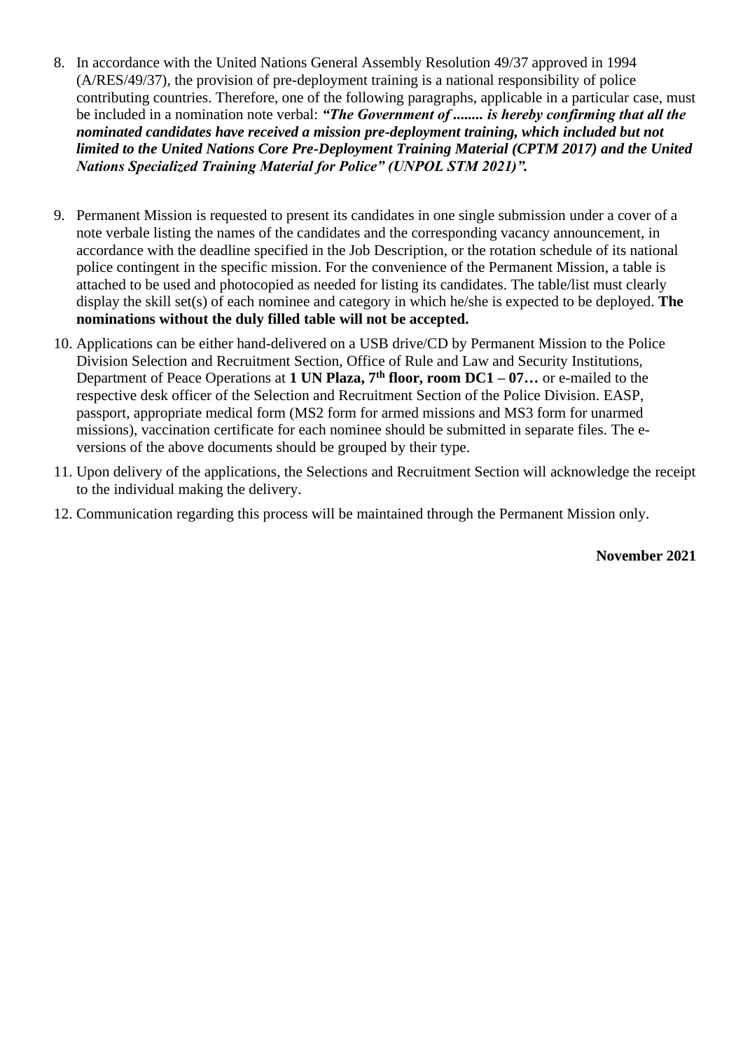8. In accordance with the United Nations General Assembly Resolution 49/37 approved in 1994 (A/RES/49/37), the provision of pre-deployment training is a national responsibility of police contributing countries. Therefore, one of the following paragraphs, applicable in a particular case, must be included in a nomination note verbal: ***"The Government of ........ is hereby confirming that all the nominated candidates have received a mission pre-deployment training, which included but not limited to the United Nations Core Pre-Deployment Training Material (CPTM 2017) and the United Nations Specialized Training Material for Police" (UNPOL STM 2021)".***

9. Permanent Mission is requested to present its candidates in one single submission under a cover of a note verbale listing the names of the candidates and the corresponding vacancy announcement, in accordance with the deadline specified in the Job Description, or the rotation schedule of its national police contingent in the specific mission. For the convenience of the Permanent Mission, a table is attached to be used and photocopied as needed for listing its candidates. The table/list must clearly display the skill set(s) of each nominee and category in which he/she is expected to be deployed. **The nominations without the duly filled table will not be accepted.**

10. Applications can be either hand-delivered on a USB drive/CD by Permanent Mission to the Police Division Selection and Recruitment Section, Office of Rule and Law and Security Institutions, Department of Peace Operations at **1 UN Plaza, 7th floor, room DC1 – 07…** or e-mailed to the respective desk officer of the Selection and Recruitment Section of the Police Division. EASP, passport, appropriate medical form (MS2 form for armed missions and MS3 form for unarmed missions), vaccination certificate for each nominee should be submitted in separate files. The e-versions of the above documents should be grouped by their type.

11. Upon delivery of the applications, the Selections and Recruitment Section will acknowledge the receipt to the individual making the delivery.

12. Communication regarding this process will be maintained through the Permanent Mission only.

**November 2021**